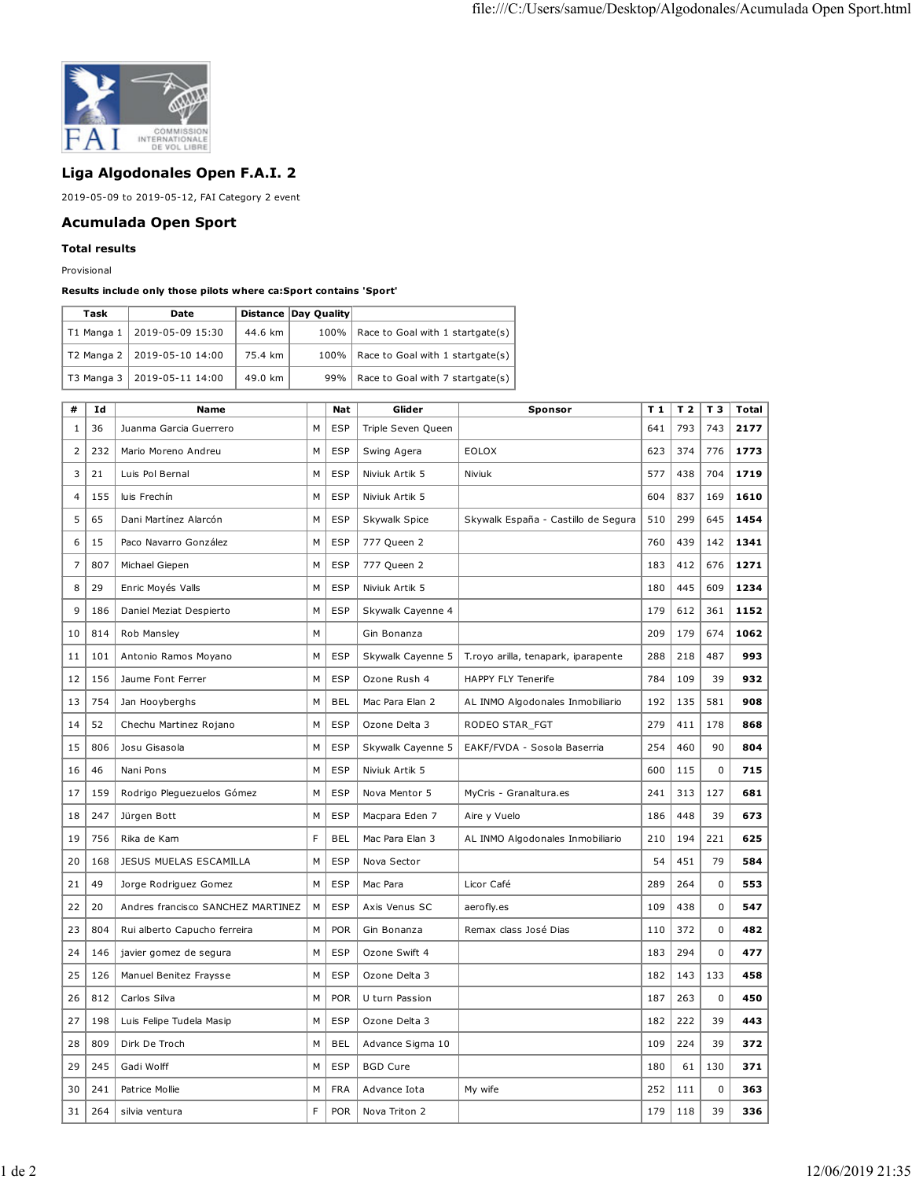## Liga Algodonales Open F.A.I. 2

2019-05-09 to 2019-05-12, FAI Category 2 event

## Acumulada Open Sport

### Total results

Provisional

**Results include only those pilots where ca:Sport contains 'Sport'**

| Task | Date | Distance | Day Quality | |
|---|---|---|---|---|
| T1 Manga 1 | 2019-05-09 15:30 | 44.6 km | 100% | Race to Goal with 1 startgate(s) |
| T2 Manga 2 | 2019-05-10 14:00 | 75.4 km | 100% | Race to Goal with 1 startgate(s) |
| T3 Manga 3 | 2019-05-11 14:00 | 49.0 km | 99% | Race to Goal with 7 startgate(s) |

| # | Id | Name | | Nat | Glider | Sponsor | T 1 | T 2 | T 3 | Total |
|---|---|---|---|---|---|---|---|---|---|---|
| 1 | 36 | Juanma Garcia Guerrero | M | ESP | Triple Seven Queen | | 641 | 793 | 743 | **2177** |
| 2 | 232 | Mario Moreno Andreu | M | ESP | Swing Agera | EOLOX | 623 | 374 | 776 | **1773** |
| 3 | 21 | Luis Pol Bernal | M | ESP | Niviuk Artik 5 | Niviuk | 577 | 438 | 704 | **1719** |
| 4 | 155 | luis Frechín | M | ESP | Niviuk Artik 5 | | 604 | 837 | 169 | **1610** |
| 5 | 65 | Dani Martínez Alarcón | M | ESP | Skywalk Spice | Skywalk España - Castillo de Segura | 510 | 299 | 645 | **1454** |
| 6 | 15 | Paco Navarro González | M | ESP | 777 Queen 2 | | 760 | 439 | 142 | **1341** |
| 7 | 807 | Michael Giepen | M | ESP | 777 Queen 2 | | 183 | 412 | 676 | **1271** |
| 8 | 29 | Enric Moyés Valls | M | ESP | Niviuk Artik 5 | | 180 | 445 | 609 | **1234** |
| 9 | 186 | Daniel Meziat Despierto | M | ESP | Skywalk Cayenne 4 | | 179 | 612 | 361 | **1152** |
| 10 | 814 | Rob Mansley | M | | Gin Bonanza | | 209 | 179 | 674 | **1062** |
| 11 | 101 | Antonio Ramos Moyano | M | ESP | Skywalk Cayenne 5 | T.royo arilla, tenapark, iparapente | 288 | 218 | 487 | **993** |
| 12 | 156 | Jaume Font Ferrer | M | ESP | Ozone Rush 4 | HAPPY FLY Tenerife | 784 | 109 | 39 | **932** |
| 13 | 754 | Jan Hooyberghs | M | BEL | Mac Para Elan 2 | AL INMO Algodonales Inmobiliario | 192 | 135 | 581 | **908** |
| 14 | 52 | Chechu Martinez Rojano | M | ESP | Ozone Delta 3 | RODEO STAR_FGT | 279 | 411 | 178 | **868** |
| 15 | 806 | Josu Gisasola | M | ESP | Skywalk Cayenne 5 | EAKF/FVDA - Sosola Baserria | 254 | 460 | 90 | **804** |
| 16 | 46 | Nani Pons | M | ESP | Niviuk Artik 5 | | 600 | 115 | 0 | **715** |
| 17 | 159 | Rodrigo Pleguezuelos Gómez | M | ESP | Nova Mentor 5 | MyCris - Granaltura.es | 241 | 313 | 127 | **681** |
| 18 | 247 | Jürgen Bott | M | ESP | Macpara Eden 7 | Aire y Vuelo | 186 | 448 | 39 | **673** |
| 19 | 756 | Rika de Kam | F | BEL | Mac Para Elan 3 | AL INMO Algodonales Inmobiliario | 210 | 194 | 221 | **625** |
| 20 | 168 | JESUS MUELAS ESCAMILLA | M | ESP | Nova Sector | | 54 | 451 | 79 | **584** |
| 21 | 49 | Jorge Rodriguez Gomez | M | ESP | Mac Para | Licor Café | 289 | 264 | 0 | **553** |
| 22 | 20 | Andres francisco SANCHEZ MARTINEZ | M | ESP | Axis Venus SC | aerofly.es | 109 | 438 | 0 | **547** |
| 23 | 804 | Rui alberto Capucho ferreira | M | POR | Gin Bonanza | Remax class José Dias | 110 | 372 | 0 | **482** |
| 24 | 146 | javier gomez de segura | M | ESP | Ozone Swift 4 | | 183 | 294 | 0 | **477** |
| 25 | 126 | Manuel Benitez Fraysse | M | ESP | Ozone Delta 3 | | 182 | 143 | 133 | **458** |
| 26 | 812 | Carlos Silva | M | POR | U turn Passion | | 187 | 263 | 0 | **450** |
| 27 | 198 | Luis Felipe Tudela Masip | M | ESP | Ozone Delta 3 | | 182 | 222 | 39 | **443** |
| 28 | 809 | Dirk De Troch | M | BEL | Advance Sigma 10 | | 109 | 224 | 39 | **372** |
| 29 | 245 | Gadi Wolff | M | ESP | BGD Cure | | 180 | 61 | 130 | **371** |
| 30 | 241 | Patrice Mollie | M | FRA | Advance Iota | My wife | 252 | 111 | 0 | **363** |
| 31 | 264 | silvia ventura | F | POR | Nova Triton 2 | | 179 | 118 | 39 | **336** |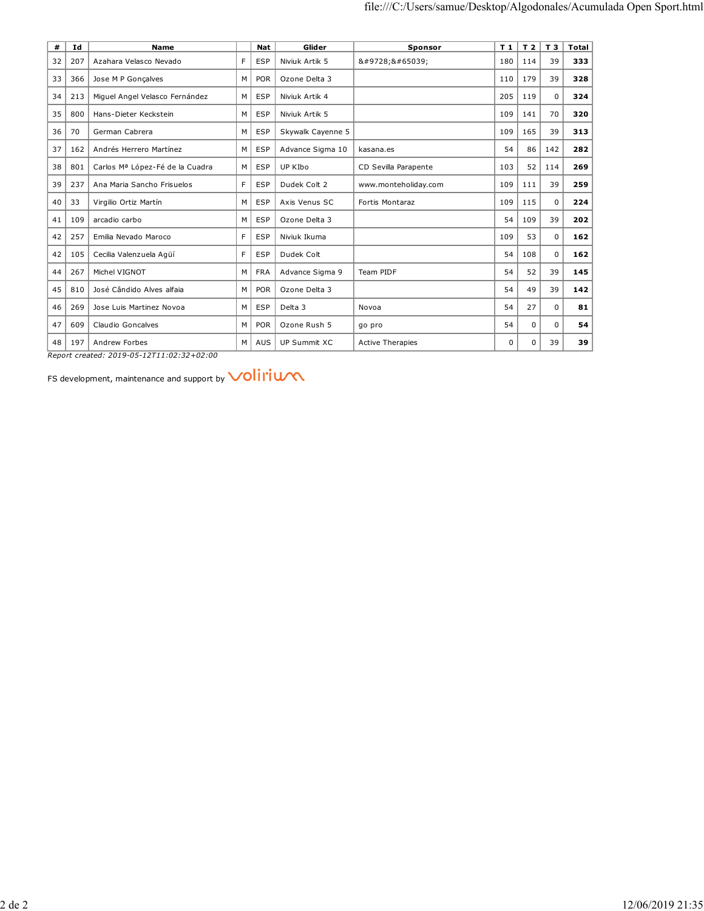| # | Id | Name | | Nat | Glider | Sponsor | T 1 | T 2 | T 3 | Total |
|---|---|---|---|---|---|---|---|---|---|---|
| 32 | 207 | Azahara Velasco Nevado | F | ESP | Niviuk Artik 5 | &#9728;&#65039; | 180 | 114 | 39 | **333** |
| 33 | 366 | Jose M P Gonçalves | M | POR | Ozone Delta 3 | | 110 | 179 | 39 | **328** |
| 34 | 213 | Miguel Angel Velasco Fernández | M | ESP | Niviuk Artik 4 | | 205 | 119 | 0 | **324** |
| 35 | 800 | Hans-Dieter Keckstein | M | ESP | Niviuk Artik 5 | | 109 | 141 | 70 | **320** |
| 36 | 70 | German Cabrera | M | ESP | Skywalk Cayenne 5 | | 109 | 165 | 39 | **313** |
| 37 | 162 | Andrés Herrero Martínez | M | ESP | Advance Sigma 10 | kasana.es | 54 | 86 | 142 | **282** |
| 38 | 801 | Carlos Mª López-Fé de la Cuadra | M | ESP | UP KIbo | CD Sevilla Parapente | 103 | 52 | 114 | **269** |
| 39 | 237 | Ana Maria Sancho Frisuelos | F | ESP | Dudek Colt 2 | www.monteholiday.com | 109 | 111 | 39 | **259** |
| 40 | 33 | Virgilio Ortiz Martín | M | ESP | Axis Venus SC | Fortis Montaraz | 109 | 115 | 0 | **224** |
| 41 | 109 | arcadio carbo | M | ESP | Ozone Delta 3 | | 54 | 109 | 39 | **202** |
| 42 | 257 | Emilia Nevado Maroco | F | ESP | Niviuk Ikuma | | 109 | 53 | 0 | **162** |
| 42 | 105 | Cecilia Valenzuela Agüí | F | ESP | Dudek Colt | | 54 | 108 | 0 | **162** |
| 44 | 267 | Michel VIGNOT | M | FRA | Advance Sigma 9 | Team PIDF | 54 | 52 | 39 | **145** |
| 45 | 810 | José Cândido Alves alfaia | M | POR | Ozone Delta 3 | | 54 | 49 | 39 | **142** |
| 46 | 269 | Jose Luis Martinez Novoa | M | ESP | Delta 3 | Novoa | 54 | 27 | 0 | **81** |
| 47 | 609 | Claudio Goncalves | M | POR | Ozone Rush 5 | go pro | 54 | 0 | 0 | **54** |
| 48 | 197 | Andrew Forbes | M | AUS | UP Summit XC | Active Therapies | 0 | 0 | 39 | **39** |

*Report created: 2019-05-12T11:02:32+02:00*

FS development, maintenance and support by volirium